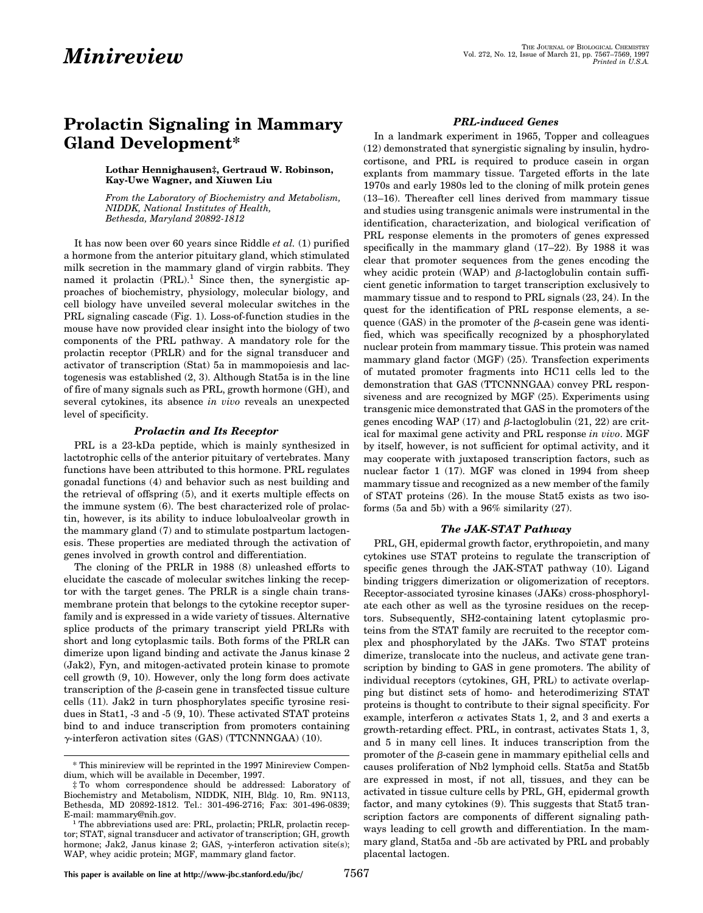# Minireview

## Prolactin Signaling in Mammary Gland Development*

**Lothar Hennighausen‡, Gertraud W. Robinson, Kay-Uwe Wagner, and Xiuwen Liu**

*From the Laboratory of Biochemistry and Metabolism, NIDDK, National Institutes of Health, Bethesda, Maryland 20892-1812*

It has now been over 60 years since Riddle *et al.* (1) purified a hormone from the anterior pituitary gland, which stimulated milk secretion in the mammary gland of virgin rabbits. They named it prolactin (PRL).[1] Since then, the synergistic approaches of biochemistry, physiology, molecular biology, and cell biology have unveiled several molecular switches in the PRL signaling cascade (Fig. 1). Loss-of-function studies in the mouse have now provided clear insight into the biology of two components of the PRL pathway. A mandatory role for the prolactin receptor (PRLR) and for the signal transducer and activator of transcription (Stat) 5a in mammopoiesis and lactogenesis was established (2, 3). Although Stat5a is in the line of fire of many signals such as PRL, growth hormone (GH), and several cytokines, its absence *in vivo* reveals an unexpected level of specificity.

### *Prolactin and Its Receptor*

PRL is a 23-kDa peptide, which is mainly synthesized in lactotrophic cells of the anterior pituitary of vertebrates. Many functions have been attributed to this hormone. PRL regulates gonadal functions (4) and behavior such as nest building and the retrieval of offspring (5), and it exerts multiple effects on the immune system (6). The best characterized role of prolactin, however, is its ability to induce lobuloalveolar growth in the mammary gland (7) and to stimulate postpartum lactogenesis. These properties are mediated through the activation of genes involved in growth control and differentiation.

The cloning of the PRLR in 1988 (8) unleashed efforts to elucidate the cascade of molecular switches linking the receptor with the target genes. The PRLR is a single chain transmembrane protein that belongs to the cytokine receptor superfamily and is expressed in a wide variety of tissues. Alternative splice products of the primary transcript yield PRLRs with short and long cytoplasmic tails. Both forms of the PRLR can dimerize upon ligand binding and activate the Janus kinase 2 (Jak2), Fyn, and mitogen-activated protein kinase to promote cell growth (9, 10). However, only the long form does activate transcription of the β-casein gene in transfected tissue culture cells (11). Jak2 in turn phosphorylates specific tyrosine residues in Stat1, -3 and -5 (9, 10). These activated STAT proteins bind to and induce transcription from promoters containing γ-interferon activation sites (GAS) (TTCNNNGAA) (10).

### *PRL-induced Genes*

In a landmark experiment in 1965, Topper and colleagues (12) demonstrated that synergistic signaling by insulin, hydrocortisone, and PRL is required to produce casein in organ explants from mammary tissue. Targeted efforts in the late 1970s and early 1980s led to the cloning of milk protein genes (13–16). Thereafter cell lines derived from mammary tissue and studies using transgenic animals were instrumental in the identification, characterization, and biological verification of PRL response elements in the promoters of genes expressed specifically in the mammary gland (17–22). By 1988 it was clear that promoter sequences from the genes encoding the whey acidic protein (WAP) and β-lactoglobulin contain sufficient genetic information to target transcription exclusively to mammary tissue and to respond to PRL signals (23, 24). In the quest for the identification of PRL response elements, a sequence (GAS) in the promoter of the β-casein gene was identified, which was specifically recognized by a phosphorylated nuclear protein from mammary tissue. This protein was named mammary gland factor (MGF) (25). Transfection experiments of mutated promoter fragments into HC11 cells led to the demonstration that GAS (TTCNNNGAA) convey PRL responsiveness and are recognized by MGF (25). Experiments using transgenic mice demonstrated that GAS in the promoters of the genes encoding WAP (17) and β-lactoglobulin (21, 22) are critical for maximal gene activity and PRL response *in vivo*. MGF by itself, however, is not sufficient for optimal activity, and it may cooperate with juxtaposed transcription factors, such as nuclear factor 1 (17). MGF was cloned in 1994 from sheep mammary tissue and recognized as a new member of the family of STAT proteins (26). In the mouse Stat5 exists as two isoforms (5a and 5b) with a 96% similarity (27).

### *The JAK-STAT Pathway*

PRL, GH, epidermal growth factor, erythropoietin, and many cytokines use STAT proteins to regulate the transcription of specific genes through the JAK-STAT pathway (10). Ligand binding triggers dimerization or oligomerization of receptors. Receptor-associated tyrosine kinases (JAKs) cross-phosphorylate each other as well as the tyrosine residues on the receptors. Subsequently, SH2-containing latent cytoplasmic proteins from the STAT family are recruited to the receptor complex and phosphorylated by the JAKs. Two STAT proteins dimerize, translocate into the nucleus, and activate gene transcription by binding to GAS in gene promoters. The ability of individual receptors (cytokines, GH, PRL) to activate overlapping but distinct sets of homo- and heterodimerizing STAT proteins is thought to contribute to their signal specificity. For example, interferon α activates Stats 1, 2, and 3 and exerts a growth-retarding effect. PRL, in contrast, activates Stats 1, 3, and 5 in many cell lines. It induces transcription from the promoter of the β-casein gene in mammary epithelial cells and causes proliferation of Nb2 lymphoid cells. Stat5a and Stat5b are expressed in most, if not all, tissues, and they can be activated in tissue culture cells by PRL, GH, epidermal growth factor, and many cytokines (9). This suggests that Stat5 transcription factors are components of different signaling pathways leading to cell growth and differentiation. In the mammary gland, Stat5a and -5b are activated by PRL and probably placental lactogen.

---

\* This minireview will be reprinted in the 1997 Minireview Compendium, which will be available in December, 1997.

‡ To whom correspondence should be addressed: Laboratory of Biochemistry and Metabolism, NIDDK, NIH, Bldg. 10, Rm. 9N113, Bethesda, MD 20892-1812. Tel.: 301-496-2716; Fax: 301-496-0839; E-mail: mammary@nih.gov.

[1] The abbreviations used are: PRL, prolactin; PRLR, prolactin receptor; STAT, signal transducer and activator of transcription; GH, growth hormone; Jak2, Janus kinase 2; GAS, γ-interferon activation site(s); WAP, whey acidic protein; MGF, mammary gland factor.

This paper is available on line at http://www-jbc.stanford.edu/jbc/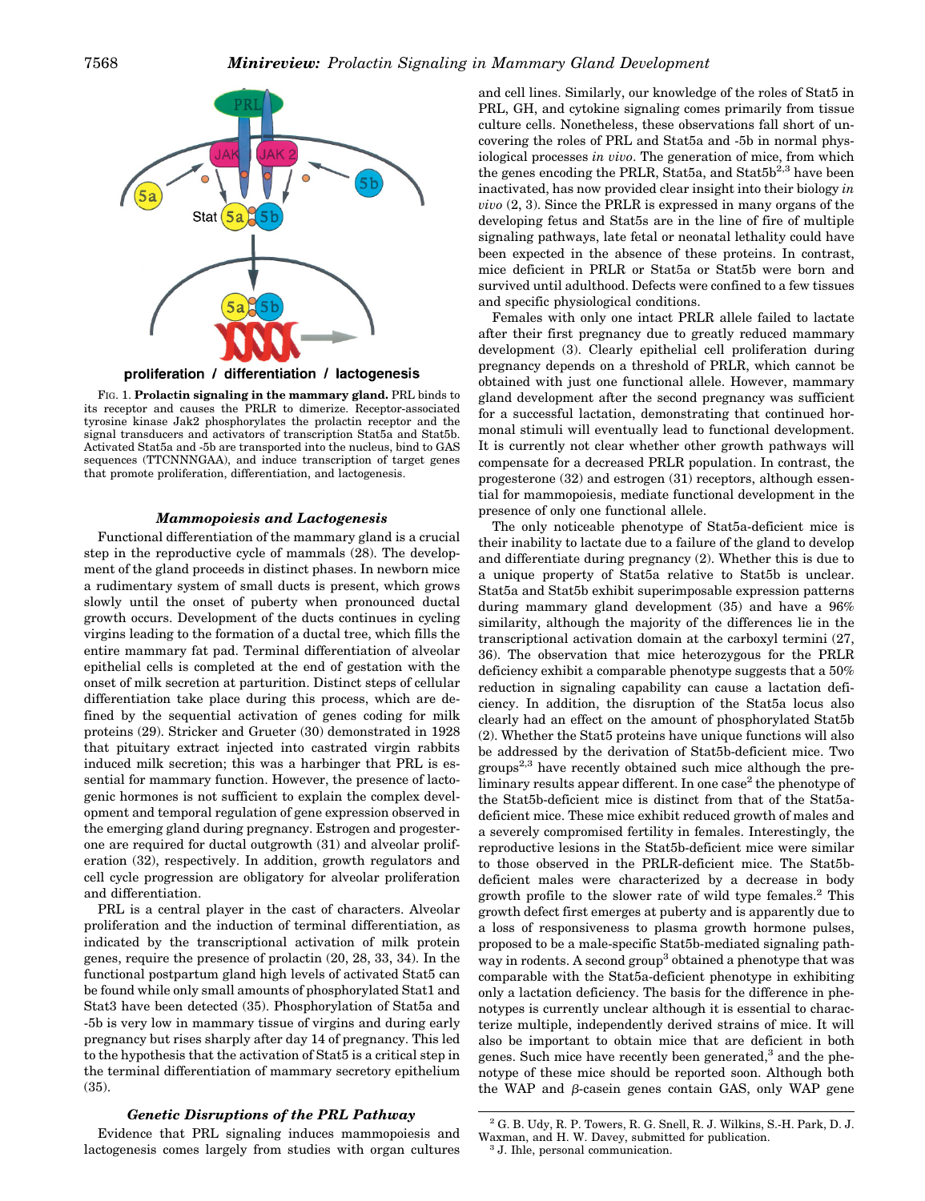FIG. 1. **Prolactin signaling in the mammary gland.** PRL binds to its receptor and causes the PRLR to dimerize. Receptor-associated tyrosine kinase Jak2 phosphorylates the prolactin receptor and the signal transducers and activators of transcription Stat5a and Stat5b. Activated Stat5a and -5b are transported into the nucleus, bind to GAS sequences (TTCNNNGAA), and induce transcription of target genes that promote proliferation, differentiation, and lactogenesis.

### *Mammopoiesis and Lactogenesis*

Functional differentiation of the mammary gland is a crucial step in the reproductive cycle of mammals (28). The development of the gland proceeds in distinct phases. In newborn mice a rudimentary system of small ducts is present, which grows slowly until the onset of puberty when pronounced ductal growth occurs. Development of the ducts continues in cycling virgins leading to the formation of a ductal tree, which fills the entire mammary fat pad. Terminal differentiation of alveolar epithelial cells is completed at the end of gestation with the onset of milk secretion at parturition. Distinct steps of cellular differentiation take place during this process, which are defined by the sequential activation of genes coding for milk proteins (29). Stricker and Grueter (30) demonstrated in 1928 that pituitary extract injected into castrated virgin rabbits induced milk secretion; this was a harbinger that PRL is essential for mammary function. However, the presence of lactogenic hormones is not sufficient to explain the complex development and temporal regulation of gene expression observed in the emerging gland during pregnancy. Estrogen and progesterone are required for ductal outgrowth (31) and alveolar proliferation (32), respectively. In addition, growth regulators and cell cycle progression are obligatory for alveolar proliferation and differentiation.

PRL is a central player in the cast of characters. Alveolar proliferation and the induction of terminal differentiation, as indicated by the transcriptional activation of milk protein genes, require the presence of prolactin (20, 28, 33, 34). In the functional postpartum gland high levels of activated Stat5 can be found while only small amounts of phosphorylated Stat1 and Stat3 have been detected (35). Phosphorylation of Stat5a and -5b is very low in mammary tissue of virgins and during early pregnancy but rises sharply after day 14 of pregnancy. This led to the hypothesis that the activation of Stat5 is a critical step in the terminal differentiation of mammary secretory epithelium (35).

### *Genetic Disruptions of the PRL Pathway*

Evidence that PRL signaling induces mammopoiesis and lactogenesis comes largely from studies with organ cultures and cell lines. Similarly, our knowledge of the roles of Stat5 in PRL, GH, and cytokine signaling comes primarily from tissue culture cells. Nonetheless, these observations fall short of uncovering the roles of PRL and Stat5a and -5b in normal physiological processes *in vivo*. The generation of mice, from which the genes encoding the PRLR, Stat5a, and Stat5b[2,3] have been inactivated, has now provided clear insight into their biology *in vivo* (2, 3). Since the PRLR is expressed in many organs of the developing fetus and Stat5s are in the line of fire of multiple signaling pathways, late fetal or neonatal lethality could have been expected in the absence of these proteins. In contrast, mice deficient in PRLR or Stat5a or Stat5b were born and survived until adulthood. Defects were confined to a few tissues and specific physiological conditions.

Females with only one intact PRLR allele failed to lactate after their first pregnancy due to greatly reduced mammary development (3). Clearly epithelial cell proliferation during pregnancy depends on a threshold of PRLR, which cannot be obtained with just one functional allele. However, mammary gland development after the second pregnancy was sufficient for a successful lactation, demonstrating that continued hormonal stimuli will eventually lead to functional development. It is currently not clear whether other growth pathways will compensate for a decreased PRLR population. In contrast, the progesterone (32) and estrogen (31) receptors, although essential for mammopoiesis, mediate functional development in the presence of only one functional allele.

The only noticeable phenotype of Stat5a-deficient mice is their inability to lactate due to a failure of the gland to develop and differentiate during pregnancy (2). Whether this is due to a unique property of Stat5a relative to Stat5b is unclear. Stat5a and Stat5b exhibit superimposable expression patterns during mammary gland development (35) and have a 96% similarity, although the majority of the differences lie in the transcriptional activation domain at the carboxyl termini (27, 36). The observation that mice heterozygous for the PRLR deficiency exhibit a comparable phenotype suggests that a 50% reduction in signaling capability can cause a lactation deficiency. In addition, the disruption of the Stat5a locus also clearly had an effect on the amount of phosphorylated Stat5b (2). Whether the Stat5 proteins have unique functions will also be addressed by the derivation of Stat5b-deficient mice. Two groups[2,3] have recently obtained such mice although the preliminary results appear different. In one case[2] the phenotype of the Stat5b-deficient mice is distinct from that of the Stat5a-deficient mice. These mice exhibit reduced growth of males and a severely compromised fertility in females. Interestingly, the reproductive lesions in the Stat5b-deficient mice were similar to those observed in the PRLR-deficient mice. The Stat5b-deficient males were characterized by a decrease in body growth profile to the slower rate of wild type females.[2] This growth defect first emerges at puberty and is apparently due to a loss of responsiveness to plasma growth hormone pulses, proposed to be a male-specific Stat5b-mediated signaling pathway in rodents. A second group[3] obtained a phenotype that was comparable with the Stat5a-deficient phenotype in exhibiting only a lactation deficiency. The basis for the difference in phenotypes is currently unclear although it is essential to characterize multiple, independently derived strains of mice. It will also be important to obtain mice that are deficient in both genes. Such mice have recently been generated,[3] and the phenotype of these mice should be reported soon. Although both the WAP and β-casein genes contain GAS, only WAP gene

[2] G. B. Udy, R. P. Towers, R. G. Snell, R. J. Wilkins, S.-H. Park, D. J. Waxman, and H. W. Davey, submitted for publication.

[3] J. Ihle, personal communication.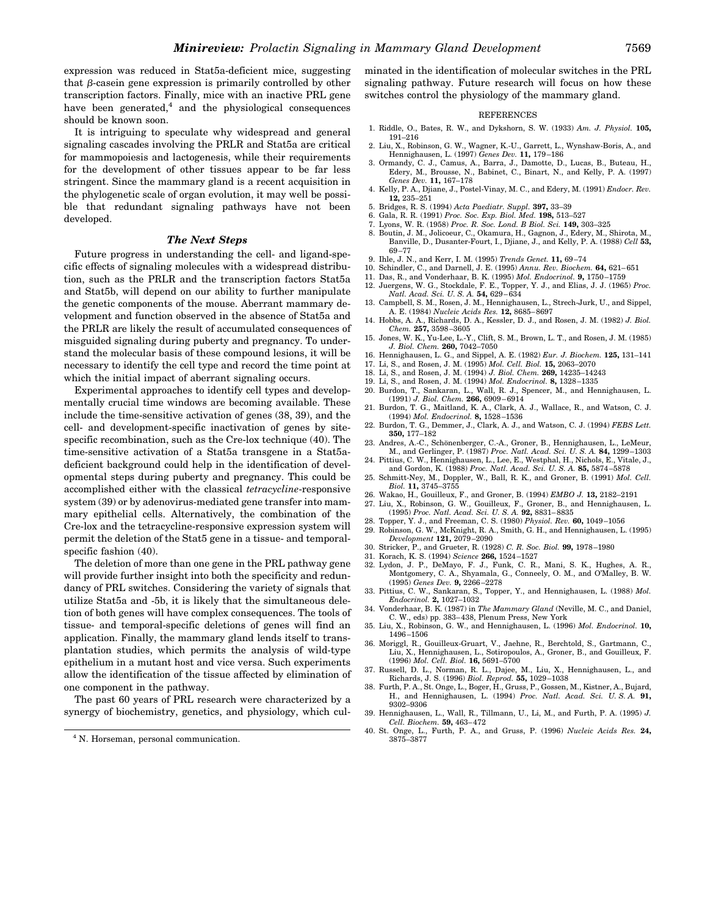expression was reduced in Stat5a-deficient mice, suggesting that β-casein gene expression is primarily controlled by other transcription factors. Finally, mice with an inactive PRL gene have been generated,[4] and the physiological consequences should be known soon.

It is intriguing to speculate why widespread and general signaling cascades involving the PRLR and Stat5a are critical for mammopoiesis and lactogenesis, while their requirements for the development of other tissues appear to be far less stringent. Since the mammary gland is a recent acquisition in the phylogenetic scale of organ evolution, it may well be possible that redundant signaling pathways have not been developed.

### *The Next Steps*

Future progress in understanding the cell- and ligand-specific effects of signaling molecules with a widespread distribution, such as the PRLR and the transcription factors Stat5a and Stat5b, will depend on our ability to further manipulate the genetic components of the mouse. Aberrant mammary development and function observed in the absence of Stat5a and the PRLR are likely the result of accumulated consequences of misguided signaling during puberty and pregnancy. To understand the molecular basis of these compound lesions, it will be necessary to identify the cell type and record the time point at which the initial impact of aberrant signaling occurs.

Experimental approaches to identify cell types and developmentally crucial time windows are becoming available. These include the time-sensitive activation of genes (38, 39), and the cell- and development-specific inactivation of genes by site-specific recombination, such as the Cre-lox technique (40). The time-sensitive activation of a Stat5a transgene in a Stat5a-deficient background could help in the identification of developmental steps during puberty and pregnancy. This could be accomplished either with the classical *tetracycline*-responsive system (39) or by adenovirus-mediated gene transfer into mammary epithelial cells. Alternatively, the combination of the Cre-lox and the tetracycline-responsive expression system will permit the deletion of the Stat5 gene in a tissue- and temporal-specific fashion (40).

The deletion of more than one gene in the PRL pathway gene will provide further insight into both the specificity and redundancy of PRL switches. Considering the variety of signals that utilize Stat5a and -5b, it is likely that the simultaneous deletion of both genes will have complex consequences. The tools of tissue- and temporal-specific deletions of genes will find an application. Finally, the mammary gland lends itself to transplantation studies, which permits the analysis of wild-type epithelium in a mutant host and vice versa. Such experiments allow the identification of the tissue affected by elimination of one component in the pathway.

The past 60 years of PRL research were characterized by a synergy of biochemistry, genetics, and physiology, which culminated in the identification of molecular switches in the PRL signaling pathway. Future research will focus on how these switches control the physiology of the mammary gland.

[4] N. Horseman, personal communication.

#### REFERENCES

1. Riddle, O., Bates, R. W., and Dykshorn, S. W. (1933) *Am. J. Physiol.* **105,** 191–216
2. Liu, X., Robinson, G. W., Wagner, K.-U., Garrett, L., Wynshaw-Boris, A., and Hennighausen, L. (1997) *Genes Dev.* **11,** 179–186
3. Ormandy, C. J., Camus, A., Barra, J., Damotte, D., Lucas, B., Buteau, H., Edery, M., Brousse, N., Babinet, C., Binart, N., and Kelly, P. A. (1997) *Genes Dev.* **11,** 167–178
4. Kelly, P. A., Djiane, J., Postel-Vinay, M. C., and Edery, M. (1991) *Endocr. Rev.* **12,** 235–251
5. Bridges, R. S. (1994) *Acta Paediatr. Suppl.* **397,** 33–39
6. Gala, R. R. (1991) *Proc. Soc. Exp. Biol. Med.* **198,** 513–527
7. Lyons, W. R. (1958) *Proc. R. Soc. Lond. B Biol. Sci.* **149,** 303–325
8. Boutin, J. M., Jolicoeur, C., Okamura, H., Gagnon, J., Edery, M., Shirota, M., Banville, D., Dusanter-Fourt, I., Djiane, J., and Kelly, P. A. (1988) *Cell* **53,** 69–77
9. Ihle, J. N., and Kerr, I. M. (1995) *Trends Genet.* **11,** 69–74
10. Schindler, C., and Darnell, J. E. (1995) *Annu. Rev. Biochem.* **64,** 621–651
11. Das, R., and Vonderhaar, B. K. (1995) *Mol. Endocrinol.* **9,** 1750–1759
12. Juergens, W. G., Stockdale, F. E., Topper, Y. J., and Elias, J. J. (1965) *Proc. Natl. Acad. Sci. U. S. A.* **54,** 629–634
13. Campbell, S. M., Rosen, J. M., Hennighausen, L., Strech-Jurk, U., and Sippel, A. E. (1984) *Nucleic Acids Res.* **12,** 8685–8697
14. Hobbs, A. A., Richards, D. A., Kessler, D. J., and Rosen, J. M. (1982) *J. Biol. Chem.* **257,** 3598–3605
15. Jones, W. K., Yu-Lee, L.-Y., Clift, S. M., Brown, L. T., and Rosen, J. M. (1985) *J. Biol. Chem.* **260,** 7042–7050
16. Hennighausen, L. G., and Sippel, A. E. (1982) *Eur. J. Biochem.* **125,** 131–141
17. Li, S., and Rosen, J. M. (1995) *Mol. Cell. Biol.* **15,** 2063–2070
18. Li, S., and Rosen, J. M. (1994) *J. Biol. Chem.* **269,** 14235–14243
19. Li, S., and Rosen, J. M. (1994) *Mol. Endocrinol.* **8,** 1328–1335
20. Burdon, T., Sankaran, L., Wall, R. J., Spencer, M., and Hennighausen, L. (1991) *J. Biol. Chem.* **266,** 6909–6914
21. Burdon, T. G., Maitland, K. A., Clark, A. J., Wallace, R., and Watson, C. J. (1994) *Mol. Endocrinol.* **8,** 1528–1536
22. Burdon, T. G., Demmer, J., Clark, A. J., and Watson, C. J. (1994) *FEBS Lett.* **350,** 177–182
23. Andres, A.-C., Schönenberger, C.-A., Groner, B., Hennighausen, L., LeMeur, M., and Gerlinger, P. (1987) *Proc. Natl. Acad. Sci. U. S. A.* **84,** 1299–1303
24. Pittius, C. W., Hennighausen, L., Lee, E., Westphal, H., Nichols, E., Vitale, J., and Gordon, K. (1988) *Proc. Natl. Acad. Sci. U. S. A.* **85,** 5874–5878
25. Schmitt-Ney, M., Doppler, W., Ball, R. K., and Groner, B. (1991) *Mol. Cell. Biol.* **11,** 3745–3755
26. Wakao, H., Gouilleux, F., and Groner, B. (1994) *EMBO J.* **13,** 2182–2191
27. Liu, X., Robinson, G. W., Gouilleux, F., Groner, B., and Hennighausen, L. (1995) *Proc. Natl. Acad. Sci. U. S. A.* **92,** 8831–8835
28. Topper, Y. J., and Freeman, C. S. (1980) *Physiol. Rev.* **60,** 1049–1056
29. Robinson, G. W., McKnight, R. A., Smith, G. H., and Hennighausen, L. (1995) *Development* **121,** 2079–2090
30. Stricker, P., and Grueter, R. (1928) *C. R. Soc. Biol.* **99,** 1978–1980
31. Korach, K. S. (1994) *Science* **266,** 1524–1527
32. Lydon, J. P., DeMayo, F. J., Funk, C. R., Mani, S. K., Hughes, A. R., Montgomery, C. A., Shyamala, G., Conneely, O. M., and O'Malley, B. W. (1995) *Genes Dev.* **9,** 2266–2278
33. Pittius, C. W., Sankaran, S., Topper, Y., and Hennighausen, L. (1988) *Mol. Endocrinol.* **2,** 1027–1032
34. Vonderhaar, B. K. (1987) in *The Mammary Gland* (Neville, M. C., and Daniel, C. W., eds) pp. 383–438, Plenum Press, New York
35. Liu, X., Robinson, G. W., and Hennighausen, L. (1996) *Mol. Endocrinol.* **10,** 1496–1506
36. Moriggl, R., Gouilleux-Gruart, V., Jaehne, R., Berchtold, S., Gartmann, C., Liu, X., Hennighausen, L., Sotiropoulos, A., Groner, B., and Gouilleux, F. (1996) *Mol. Cell. Biol.* **16,** 5691–5700
37. Russell, D. L., Norman, R. L., Dajee, M., Liu, X., Hennighausen, L., and Richards, J. S. (1996) *Biol. Reprod.* **55,** 1029–1038
38. Furth, P. A., St. Onge, L., Boger, H., Gruss, P., Gossen, M., Kistner, A., Bujard, H., and Hennighausen, L. (1994) *Proc. Natl. Acad. Sci. U. S. A.* **91,** 9302–9306
39. Hennighausen, L., Wall, R., Tillmann, U., Li, M., and Furth, P. A. (1995) *J. Cell. Biochem.* **59,** 463–472
40. St. Onge, L., Furth, P. A., and Gruss, P. (1996) *Nucleic Acids Res.* **24,** 3875–3877